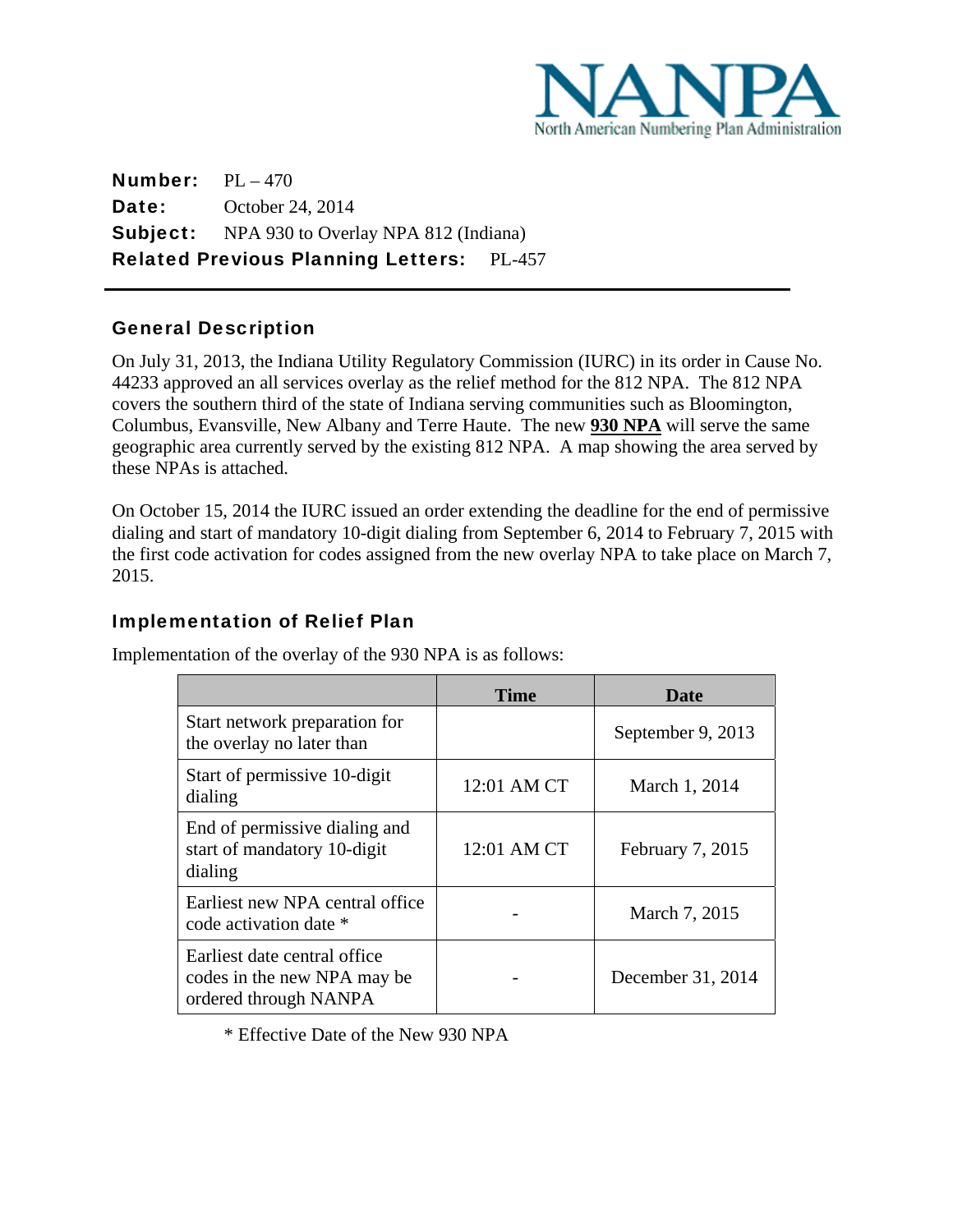**NANPA**
North American Numbering Plan Administration

**Number:** PL – 470
**Date:** October 24, 2014
**Subject:** NPA 930 to Overlay NPA 812 (Indiana)
**Related Previous Planning Letters:** PL-457

---

## General Description

On July 31, 2013, the Indiana Utility Regulatory Commission (IURC) in its order in Cause No. 44233 approved an all services overlay as the relief method for the 812 NPA. The 812 NPA covers the southern third of the state of Indiana serving communities such as Bloomington, Columbus, Evansville, New Albany and Terre Haute. The new **930 NPA** will serve the same geographic area currently served by the existing 812 NPA. A map showing the area served by these NPAs is attached.

On October 15, 2014 the IURC issued an order extending the deadline for the end of permissive dialing and start of mandatory 10-digit dialing from September 6, 2014 to February 7, 2015 with the first code activation for codes assigned from the new overlay NPA to take place on March 7, 2015.

## Implementation of Relief Plan

Implementation of the overlay of the 930 NPA is as follows:

| | Time | Date |
|---|---|---|
| Start network preparation for the overlay no later than | | September 9, 2013 |
| Start of permissive 10-digit dialing | 12:01 AM CT | March 1, 2014 |
| End of permissive dialing and start of mandatory 10-digit dialing | 12:01 AM CT | February 7, 2015 |
| Earliest new NPA central office code activation date * | - | March 7, 2015 |
| Earliest date central office codes in the new NPA may be ordered through NANPA | - | December 31, 2014 |

* Effective Date of the New 930 NPA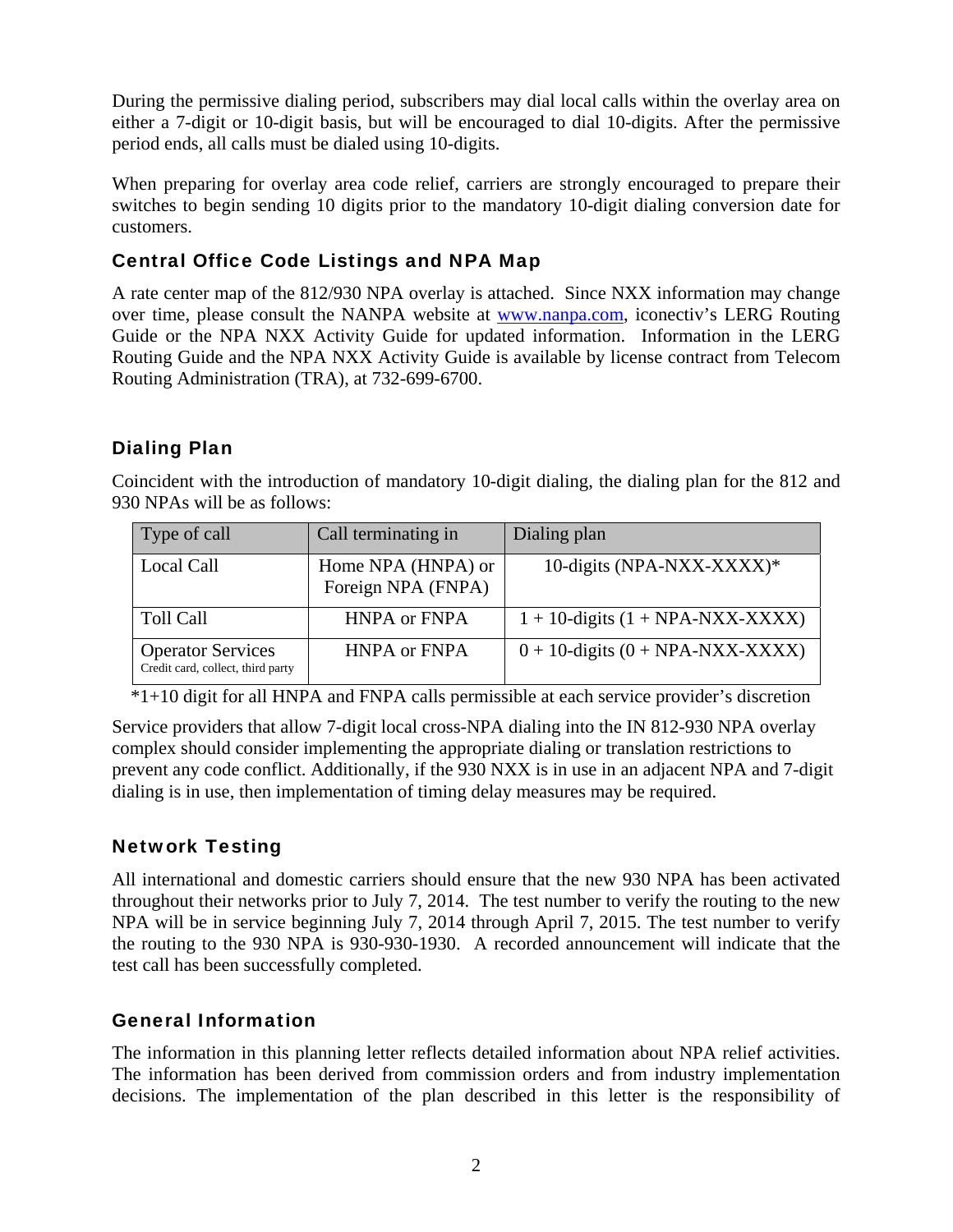During the permissive dialing period, subscribers may dial local calls within the overlay area on either a 7-digit or 10-digit basis, but will be encouraged to dial 10-digits. After the permissive period ends, all calls must be dialed using 10-digits.

When preparing for overlay area code relief, carriers are strongly encouraged to prepare their switches to begin sending 10 digits prior to the mandatory 10-digit dialing conversion date for customers.

### Central Office Code Listings and NPA Map

A rate center map of the 812/930 NPA overlay is attached. Since NXX information may change over time, please consult the NANPA website at www.nanpa.com, iconectiv's LERG Routing Guide or the NPA NXX Activity Guide for updated information. Information in the LERG Routing Guide and the NPA NXX Activity Guide is available by license contract from Telecom Routing Administration (TRA), at 732-699-6700.

### Dialing Plan

Coincident with the introduction of mandatory 10-digit dialing, the dialing plan for the 812 and 930 NPAs will be as follows:

| Type of call | Call terminating in | Dialing plan |
|---|---|---|
| Local Call | Home NPA (HNPA) or Foreign NPA (FNPA) | 10-digits (NPA-NXX-XXXX)* |
| Toll Call | HNPA or FNPA | 1 + 10-digits (1 + NPA-NXX-XXXX) |
| Operator Services<br>Credit card, collect, third party | HNPA or FNPA | 0 + 10-digits (0 + NPA-NXX-XXXX) |

*1+10 digit for all HNPA and FNPA calls permissible at each service provider's discretion

Service providers that allow 7-digit local cross-NPA dialing into the IN 812-930 NPA overlay complex should consider implementing the appropriate dialing or translation restrictions to prevent any code conflict. Additionally, if the 930 NXX is in use in an adjacent NPA and 7-digit dialing is in use, then implementation of timing delay measures may be required.

### Network Testing

All international and domestic carriers should ensure that the new 930 NPA has been activated throughout their networks prior to July 7, 2014. The test number to verify the routing to the new NPA will be in service beginning July 7, 2014 through April 7, 2015. The test number to verify the routing to the 930 NPA is 930-930-1930. A recorded announcement will indicate that the test call has been successfully completed.

### General Information

The information in this planning letter reflects detailed information about NPA relief activities. The information has been derived from commission orders and from industry implementation decisions. The implementation of the plan described in this letter is the responsibility of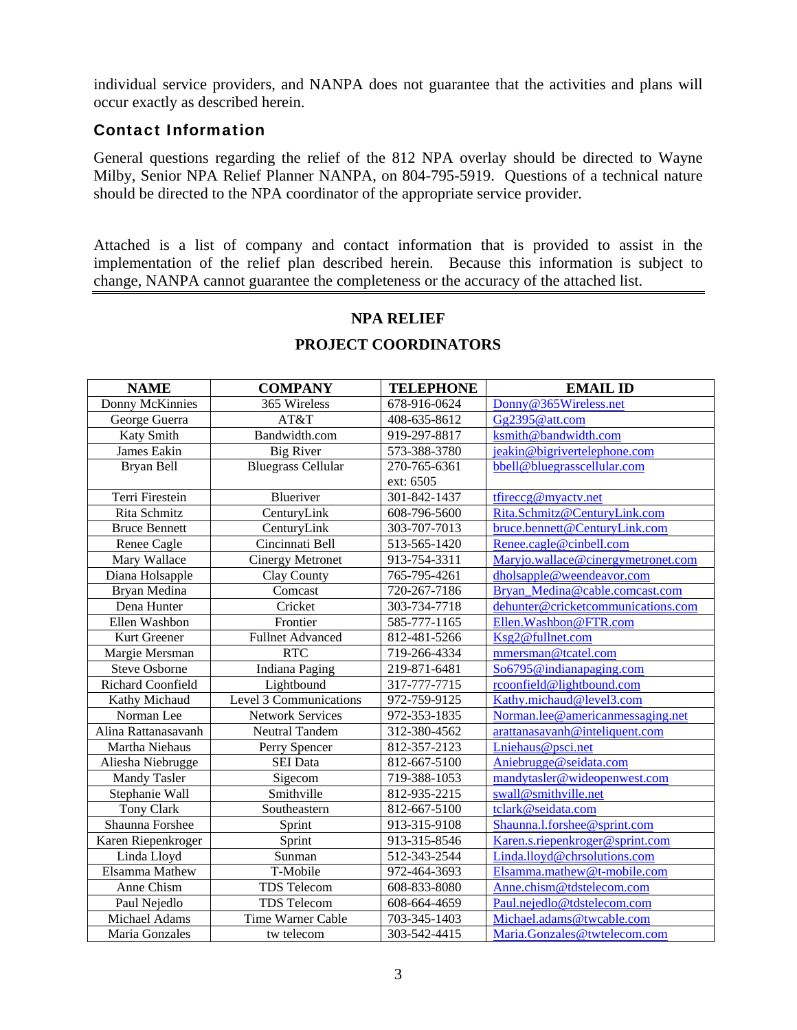individual service providers, and NANPA does not guarantee that the activities and plans will occur exactly as described herein.

## Contact Information

General questions regarding the relief of the 812 NPA overlay should be directed to Wayne Milby, Senior NPA Relief Planner NANPA, on 804-795-5919. Questions of a technical nature should be directed to the NPA coordinator of the appropriate service provider.

Attached is a list of company and contact information that is provided to assist in the implementation of the relief plan described herein. Because this information is subject to change, NANPA cannot guarantee the completeness or the accuracy of the attached list.

---

**NPA RELIEF**

**PROJECT COORDINATORS**

| NAME | COMPANY | TELEPHONE | EMAIL ID |
|---|---|---|---|
| Donny McKinnies | 365 Wireless | 678-916-0624 | Donny@365Wireless.net |
| George Guerra | AT&T | 408-635-8612 | Gg2395@att.com |
| Katy Smith | Bandwidth.com | 919-297-8817 | ksmith@bandwidth.com |
| James Eakin | Big River | 573-388-3780 | jeakin@bigrivertelephone.com |
| Bryan Bell | Bluegrass Cellular | 270-765-6361 ext: 6505 | bbell@bluegrasscellular.com |
| Terri Firestein | Blueriver | 301-842-1437 | tfireccg@myactv.net |
| Rita Schmitz | CenturyLink | 608-796-5600 | Rita.Schmitz@CenturyLink.com |
| Bruce Bennett | CenturyLink | 303-707-7013 | bruce.bennett@CenturyLink.com |
| Renee Cagle | Cincinnati Bell | 513-565-1420 | Renee.cagle@cinbell.com |
| Mary Wallace | Cinergy Metronet | 913-754-3311 | Maryjo.wallace@cinergymetronet.com |
| Diana Holsapple | Clay County | 765-795-4261 | dholsapple@weendeavor.com |
| Bryan Medina | Comcast | 720-267-7186 | Bryan_Medina@cable.comcast.com |
| Dena Hunter | Cricket | 303-734-7718 | dehunter@cricketcommunications.com |
| Ellen Washbon | Frontier | 585-777-1165 | Ellen.Washbon@FTR.com |
| Kurt Greener | Fullnet Advanced | 812-481-5266 | Ksg2@fullnet.com |
| Margie Mersman | RTC | 719-266-4334 | mmersman@tcatel.com |
| Steve Osborne | Indiana Paging | 219-871-6481 | So6795@indianapaging.com |
| Richard Coonfield | Lightbound | 317-777-7715 | rcoonfield@lightbound.com |
| Kathy Michaud | Level 3 Communications | 972-759-9125 | Kathy.michaud@level3.com |
| Norman Lee | Network Services | 972-353-1835 | Norman.lee@americanmessaging.net |
| Alina Rattanasavanh | Neutral Tandem | 312-380-4562 | arattanasavanh@inteliquent.com |
| Martha Niehaus | Perry Spencer | 812-357-2123 | Lniehaus@psci.net |
| Aliesha Niebrugge | SEI Data | 812-667-5100 | Aniebrugge@seidata.com |
| Mandy Tasler | Sigecom | 719-388-1053 | mandytasler@wideopenwest.com |
| Stephanie Wall | Smithville | 812-935-2215 | swall@smithville.net |
| Tony Clark | Southeastern | 812-667-5100 | tclark@seidata.com |
| Shaunna Forshee | Sprint | 913-315-9108 | Shaunna.l.forshee@sprint.com |
| Karen Riepenkroger | Sprint | 913-315-8546 | Karen.s.riepenkroger@sprint.com |
| Linda Lloyd | Sunman | 512-343-2544 | Linda.lloyd@chrsolutions.com |
| Elsamma Mathew | T-Mobile | 972-464-3693 | Elsamma.mathew@t-mobile.com |
| Anne Chism | TDS Telecom | 608-833-8080 | Anne.chism@tdstelecom.com |
| Paul Nejedlo | TDS Telecom | 608-664-4659 | Paul.nejedlo@tdstelecom.com |
| Michael Adams | Time Warner Cable | 703-345-1403 | Michael.adams@twcable.com |
| Maria Gonzales | tw telecom | 303-542-4415 | Maria.Gonzales@twtelecom.com |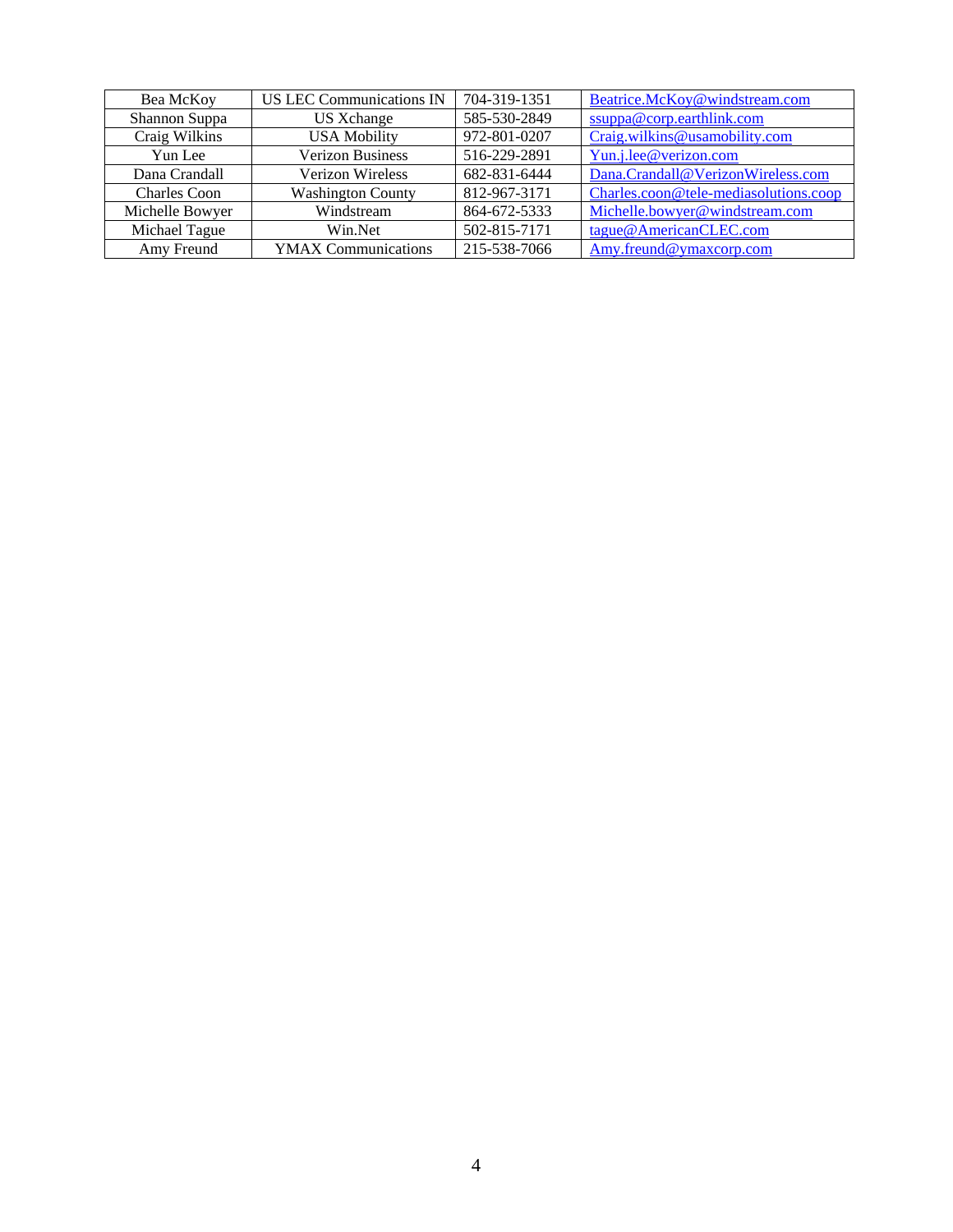| Bea McKoy | US LEC Communications IN | 704-319-1351 | Beatrice.McKoy@windstream.com |
|---|---|---|---|
| Shannon Suppa | US Xchange | 585-530-2849 | ssuppa@corp.earthlink.com |
| Craig Wilkins | USA Mobility | 972-801-0207 | Craig.wilkins@usamobility.com |
| Yun Lee | Verizon Business | 516-229-2891 | Yun.j.lee@verizon.com |
| Dana Crandall | Verizon Wireless | 682-831-6444 | Dana.Crandall@VerizonWireless.com |
| Charles Coon | Washington County | 812-967-3171 | Charles.coon@tele-mediasolutions.coop |
| Michelle Bowyer | Windstream | 864-672-5333 | Michelle.bowyer@windstream.com |
| Michael Tague | Win.Net | 502-815-7171 | tague@AmericanCLEC.com |
| Amy Freund | YMAX Communications | 215-538-7066 | Amy.freund@ymaxcorp.com |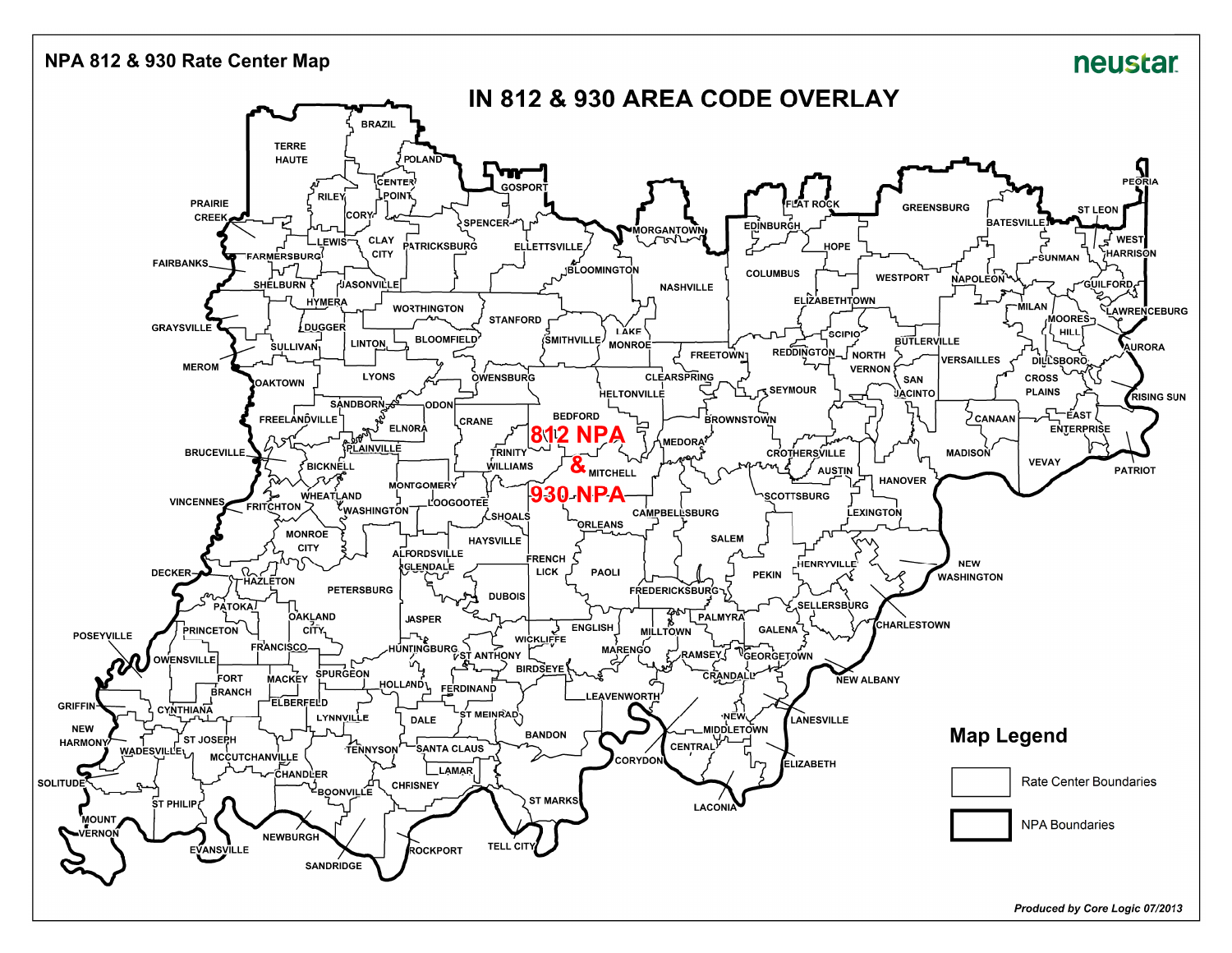NPA 812 & 930 Rate Center Map

neustar

# IN 812 & 930 AREA CODE OVERLAY

812 NPA & 930 NPA

BRAZIL
TERRE HAUTE
POLAND
CENTER POINT
GOSPORT
PEORIA
PRAIRIE CREEK
RILEY
FLAT ROCK
GREENSBURG
ST LEON
CORY
SPENCER
MORGANTOWN
EDINBURGH
BATESVILLE
LEWIS
CLAY CITY
PATRICKSBURG
ELLETTSVILLE
HOPE
WEST HARRISON
FAIRBANKS
FARMERSBURG
SUNMAN
BLOOMINGTON
COLUMBUS
WESTPORT
NAPOLEON
SHELBURN
JASONVILLE
NASHVILLE
GUILFORD
HYMERA
ELIZABETHTOWN
MILAN
LAWRENCEBURG
WORTHINGTON
STANFORD
MOORES HILL
GRAYSVILLE
DUGGER
SCIPIO
BUTLERVILLE
AURORA
LAKE MONROE
SMITHVILLE
BLOOMFIELD
REDDINGTON
NORTH VERNON
SULLIVAN
LINTON
VERSAILLES
DILLSBORO
FREETOWN
MEROM
LYONS
OWENSBURG
CLEARSPRING
SAN JACINTO
CROSS PLAINS
OAKTOWN
HELTONVILLE
SEYMOUR
RISING SUN
SANDBORN
ODON
FREELANDVILLE
BEDFORD
BROWNSTOWN
CANAAN
EAST ENTERPRISE
CRANE
ELNORA
PLAINVILLE
TRINITY
MEDORA
BRUCEVILLE
CROTHERSVILLE
MADISON
WILLIAMS
VEVAY
BICKNELL
MITCHELL
AUSTIN
PATRIOT
MONTGOMERY
HANOVER
WHEATLAND
SCOTTSBURG
VINCENNES
LOOGOOTEE
FRITCHTON
WASHINGTON
SHOALS
CAMPBELLSBURG
LEXINGTON
ORLEANS
MONROE CITY
HAYSVILLE
SALEM
ALFORDSVILLE
FRENCH LICK
NEW WASHINGTON
HENRYVILLE
GLENDALE
DECKER
PAOLI
PEKIN
HAZLETON
PETERSBURG
FREDERICKSBURG
DUBOIS
SELLERSBURG
PATOKA
PALMYRA
OAKLAND CITY
JASPER
ENGLISH
CHARLESTOWN
PRINCETON
MILLTOWN
GALENA
POSEYVILLE
WICKLIFFE
FRANCISCO
HUNTINGBURG
MARENGO
OWENSVILLE
ST ANTHONY
RAMSEY
GEORGETOWN
BIRDSEYE
FORT BRANCH
MACKEY
SPURGEON
NEW ALBANY
CRANDALL
HOLLAND
FERDINAND
LEAVENWORTH
ELBERFELD
GRIFFIN
CYNTHIANA
NEW MIDDLETOWN
LYNNVILLE
DALE
ST MEINRAD
LANESVILLE
NEW HARMONY
ST JOSEPH
BANDON
WADESVILLE
TENNYSON
SANTA CLAUS
CENTRAL
MCCUTCHANVILLE
CORYDON
ELIZABETH
LAMAR
CHANDLER
SOLITUDE
CHRISNEY
BOONVILLE
ST MARKS
ST PHILIP
LACONIA
MOUNT VERNON
NEWBURGH
TELL CITY
EVANSVILLE
ROCKPORT
SANDRIDGE

## Map Legend

Rate Center Boundaries

NPA Boundaries

*Produced by Core Logic 07/2013*